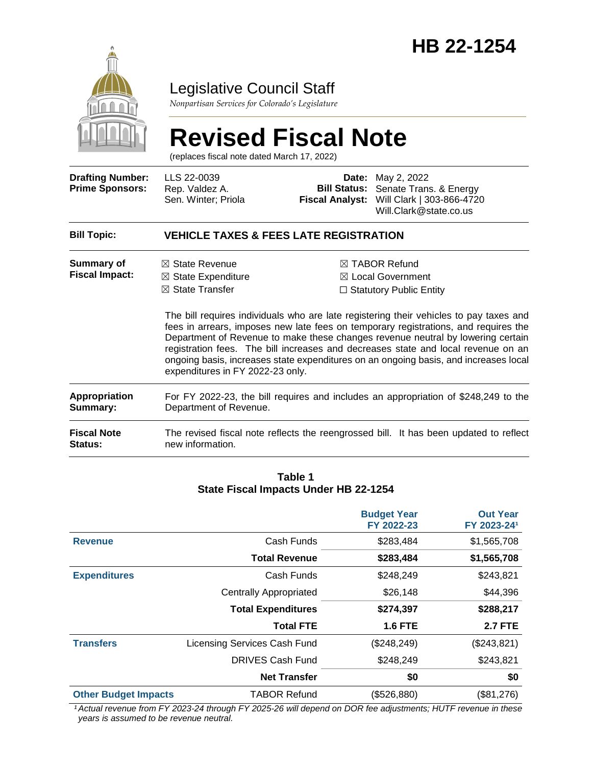# HB 22-1254

## Legislative Council Staff

*Nonpartisan Services for Colorado's Legislature*

# Revised Fiscal Note

(replaces fiscal note dated March 17, 2022)

| | | | |
|---|---|---|---|
| **Drafting Number:** | LLS 22-0039 | **Date:** | May 2, 2022 |
| **Prime Sponsors:** | Rep. Valdez A.<br>Sen. Winter; Priola | **Bill Status:** | Senate Trans. & Energy |
| | | **Fiscal Analyst:** | Will Clark \| 303-866-4720<br>Will.Clark@state.co.us |

**Bill Topic:** **VEHICLE TAXES & FEES LATE REGISTRATION**

**Summary of Fiscal Impact:**

- ☒ State Revenue
- ☒ State Expenditure
- ☒ State Transfer
- ☒ TABOR Refund
- ☒ Local Government
- ☐ Statutory Public Entity

The bill requires individuals who are late registering their vehicles to pay taxes and fees in arrears, imposes new late fees on temporary registrations, and requires the Department of Revenue to make these changes revenue neutral by lowering certain registration fees. The bill increases and decreases state and local revenue on an ongoing basis, increases state expenditures on an ongoing basis, and increases local expenditures in FY 2022-23 only.

**Appropriation Summary:** For FY 2022-23, the bill requires and includes an appropriation of $248,249 to the Department of Revenue.

**Fiscal Note Status:** The revised fiscal note reflects the reengrossed bill. It has been updated to reflect new information.

**Table 1**
**State Fiscal Impacts Under HB 22-1254**

| | | Budget Year FY 2022-23 | Out Year FY 2023-24[1] |
|---|---|---|---|
| **Revenue** | Cash Funds | $283,484 | $1,565,708 |
| | **Total Revenue** | **$283,484** | **$1,565,708** |
| **Expenditures** | Cash Funds | $248,249 | $243,821 |
| | Centrally Appropriated | $26,148 | $44,396 |
| | **Total Expenditures** | **$274,397** | **$288,217** |
| | **Total FTE** | **1.6 FTE** | **2.7 FTE** |
| **Transfers** | Licensing Services Cash Fund | ($248,249) | ($243,821) |
| | DRIVES Cash Fund | $248,249 | $243,821 |
| | **Net Transfer** | **$0** | **$0** |
| **Other Budget Impacts** | TABOR Refund | ($526,880) | ($81,276) |

*[1] Actual revenue from FY 2023-24 through FY 2025-26 will depend on DOR fee adjustments; HUTF revenue in these years is assumed to be revenue neutral.*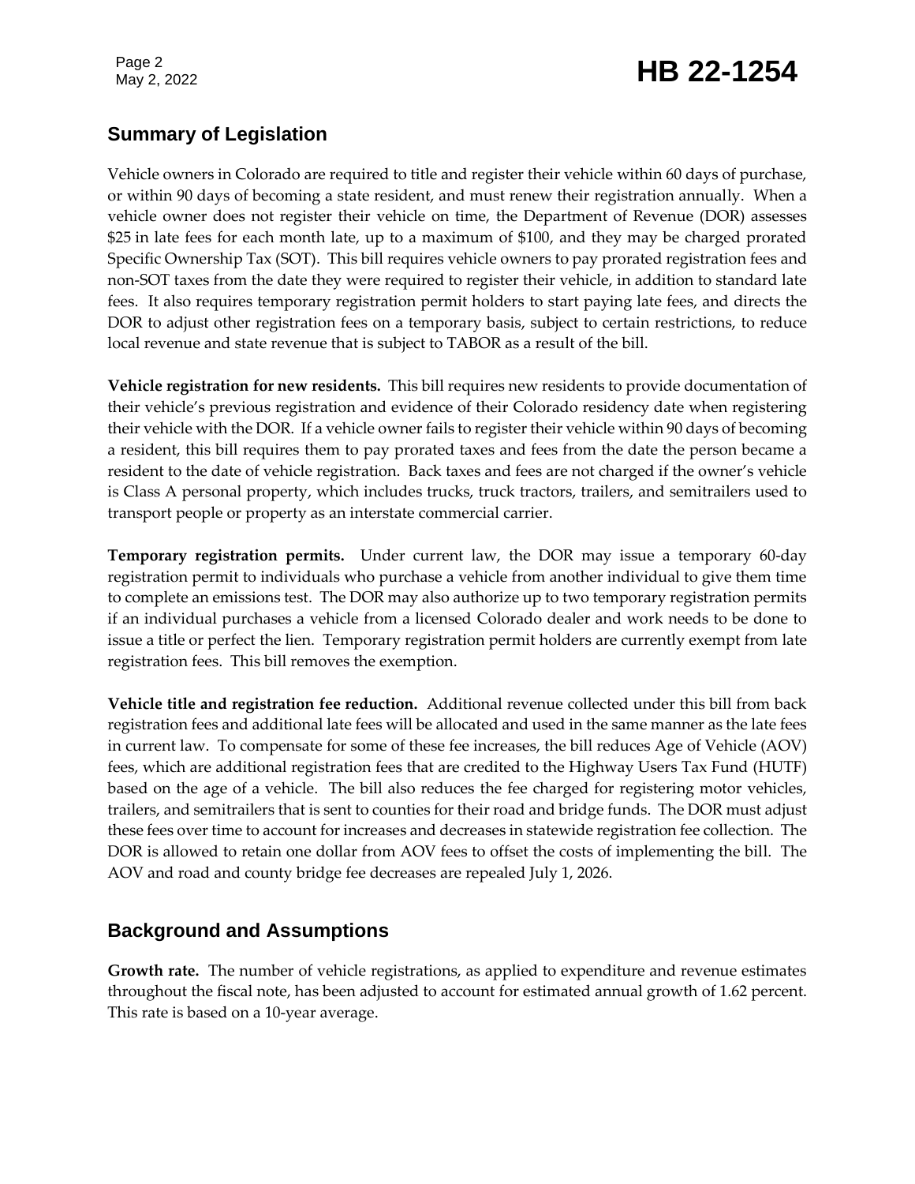## Summary of Legislation

Vehicle owners in Colorado are required to title and register their vehicle within 60 days of purchase, or within 90 days of becoming a state resident, and must renew their registration annually. When a vehicle owner does not register their vehicle on time, the Department of Revenue (DOR) assesses $25 in late fees for each month late, up to a maximum of $100, and they may be charged prorated Specific Ownership Tax (SOT). This bill requires vehicle owners to pay prorated registration fees and non-SOT taxes from the date they were required to register their vehicle, in addition to standard late fees. It also requires temporary registration permit holders to start paying late fees, and directs the DOR to adjust other registration fees on a temporary basis, subject to certain restrictions, to reduce local revenue and state revenue that is subject to TABOR as a result of the bill.

**Vehicle registration for new residents.** This bill requires new residents to provide documentation of their vehicle's previous registration and evidence of their Colorado residency date when registering their vehicle with the DOR. If a vehicle owner fails to register their vehicle within 90 days of becoming a resident, this bill requires them to pay prorated taxes and fees from the date the person became a resident to the date of vehicle registration. Back taxes and fees are not charged if the owner's vehicle is Class A personal property, which includes trucks, truck tractors, trailers, and semitrailers used to transport people or property as an interstate commercial carrier.

**Temporary registration permits.** Under current law, the DOR may issue a temporary 60-day registration permit to individuals who purchase a vehicle from another individual to give them time to complete an emissions test. The DOR may also authorize up to two temporary registration permits if an individual purchases a vehicle from a licensed Colorado dealer and work needs to be done to issue a title or perfect the lien. Temporary registration permit holders are currently exempt from late registration fees. This bill removes the exemption.

**Vehicle title and registration fee reduction.** Additional revenue collected under this bill from back registration fees and additional late fees will be allocated and used in the same manner as the late fees in current law. To compensate for some of these fee increases, the bill reduces Age of Vehicle (AOV) fees, which are additional registration fees that are credited to the Highway Users Tax Fund (HUTF) based on the age of a vehicle. The bill also reduces the fee charged for registering motor vehicles, trailers, and semitrailers that is sent to counties for their road and bridge funds. The DOR must adjust these fees over time to account for increases and decreases in statewide registration fee collection. The DOR is allowed to retain one dollar from AOV fees to offset the costs of implementing the bill. The AOV and road and county bridge fee decreases are repealed July 1, 2026.

## Background and Assumptions

**Growth rate.** The number of vehicle registrations, as applied to expenditure and revenue estimates throughout the fiscal note, has been adjusted to account for estimated annual growth of 1.62 percent. This rate is based on a 10-year average.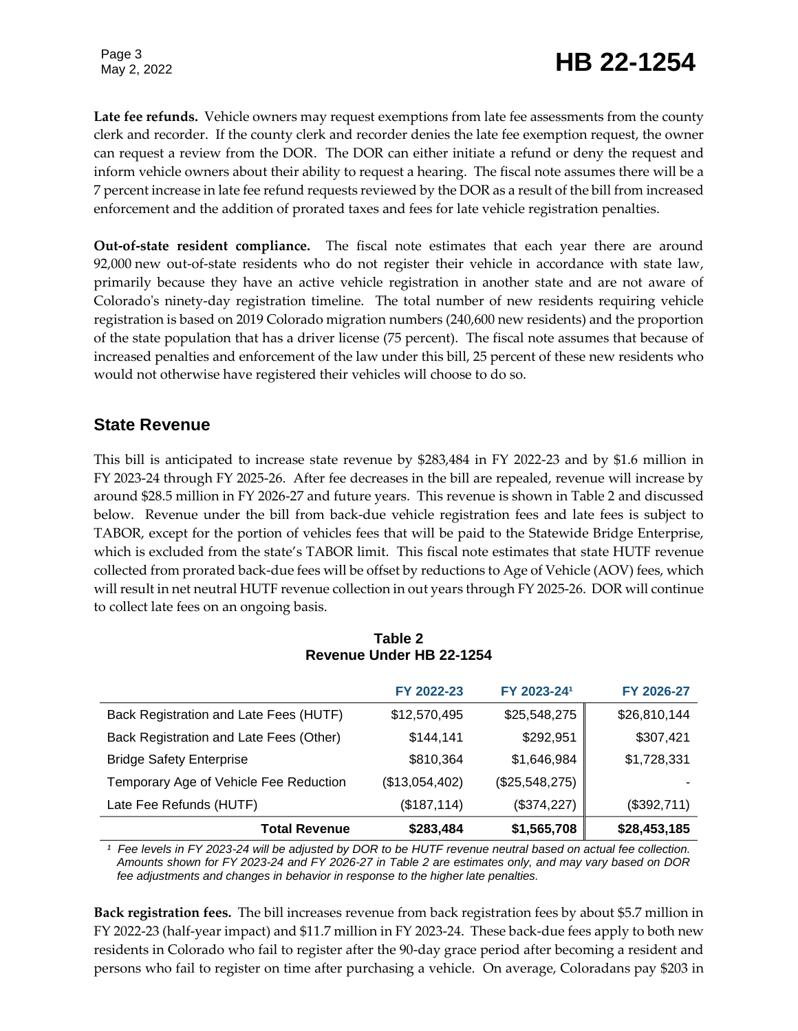**Late fee refunds.** Vehicle owners may request exemptions from late fee assessments from the county clerk and recorder. If the county clerk and recorder denies the late fee exemption request, the owner can request a review from the DOR. The DOR can either initiate a refund or deny the request and inform vehicle owners about their ability to request a hearing. The fiscal note assumes there will be a 7 percent increase in late fee refund requests reviewed by the DOR as a result of the bill from increased enforcement and the addition of prorated taxes and fees for late vehicle registration penalties.

**Out-of-state resident compliance.** The fiscal note estimates that each year there are around 92,000 new out-of-state residents who do not register their vehicle in accordance with state law, primarily because they have an active vehicle registration in another state and are not aware of Colorado's ninety-day registration timeline. The total number of new residents requiring vehicle registration is based on 2019 Colorado migration numbers (240,600 new residents) and the proportion of the state population that has a driver license (75 percent). The fiscal note assumes that because of increased penalties and enforcement of the law under this bill, 25 percent of these new residents who would not otherwise have registered their vehicles will choose to do so.

## State Revenue

This bill is anticipated to increase state revenue by $283,484 in FY 2022-23 and by $1.6 million in FY 2023-24 through FY 2025-26. After fee decreases in the bill are repealed, revenue will increase by around $28.5 million in FY 2026-27 and future years. This revenue is shown in Table 2 and discussed below. Revenue under the bill from back-due vehicle registration fees and late fees is subject to TABOR, except for the portion of vehicles fees that will be paid to the Statewide Bridge Enterprise, which is excluded from the state's TABOR limit. This fiscal note estimates that state HUTF revenue collected from prorated back-due fees will be offset by reductions to Age of Vehicle (AOV) fees, which will result in net neutral HUTF revenue collection in out years through FY 2025-26. DOR will continue to collect late fees on an ongoing basis.

**Table 2**
**Revenue Under HB 22-1254**

| | FY 2022-23 | FY 2023-24[1] | FY 2026-27 |
|---|---|---|---|
| Back Registration and Late Fees (HUTF) | $12,570,495 | $25,548,275 | $26,810,144 |
| Back Registration and Late Fees (Other) | $144,141 | $292,951 | $307,421 |
| Bridge Safety Enterprise | $810,364 | $1,646,984 | $1,728,331 |
| Temporary Age of Vehicle Fee Reduction | ($13,054,402) | ($25,548,275) | - |
| Late Fee Refunds (HUTF) | ($187,114) | ($374,227) | ($392,711) |
| **Total Revenue** | **$283,484** | **$1,565,708** | **$28,453,185** |

*[1] Fee levels in FY 2023-24 will be adjusted by DOR to be HUTF revenue neutral based on actual fee collection. Amounts shown for FY 2023-24 and FY 2026-27 in Table 2 are estimates only, and may vary based on DOR fee adjustments and changes in behavior in response to the higher late penalties.*

**Back registration fees.** The bill increases revenue from back registration fees by about $5.7 million in FY 2022-23 (half-year impact) and $11.7 million in FY 2023-24. These back-due fees apply to both new residents in Colorado who fail to register after the 90-day grace period after becoming a resident and persons who fail to register on time after purchasing a vehicle. On average, Coloradans pay $203 in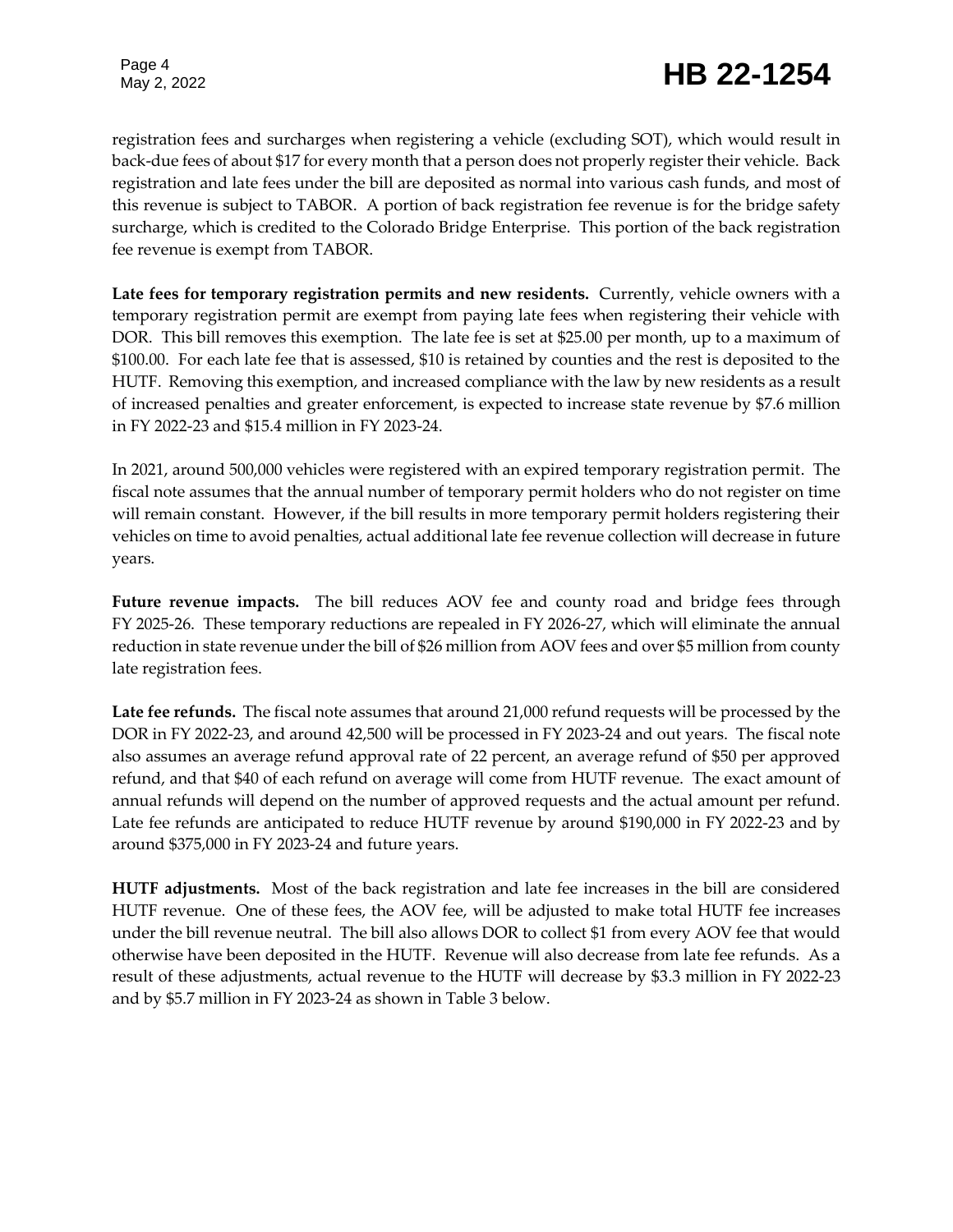registration fees and surcharges when registering a vehicle (excluding SOT), which would result in back-due fees of about $17 for every month that a person does not properly register their vehicle. Back registration and late fees under the bill are deposited as normal into various cash funds, and most of this revenue is subject to TABOR. A portion of back registration fee revenue is for the bridge safety surcharge, which is credited to the Colorado Bridge Enterprise. This portion of the back registration fee revenue is exempt from TABOR.

**Late fees for temporary registration permits and new residents.** Currently, vehicle owners with a temporary registration permit are exempt from paying late fees when registering their vehicle with DOR. This bill removes this exemption. The late fee is set at $25.00 per month, up to a maximum of $100.00. For each late fee that is assessed, $10 is retained by counties and the rest is deposited to the HUTF. Removing this exemption, and increased compliance with the law by new residents as a result of increased penalties and greater enforcement, is expected to increase state revenue by $7.6 million in FY 2022-23 and $15.4 million in FY 2023-24.

In 2021, around 500,000 vehicles were registered with an expired temporary registration permit. The fiscal note assumes that the annual number of temporary permit holders who do not register on time will remain constant. However, if the bill results in more temporary permit holders registering their vehicles on time to avoid penalties, actual additional late fee revenue collection will decrease in future years.

**Future revenue impacts.** The bill reduces AOV fee and county road and bridge fees through FY 2025-26. These temporary reductions are repealed in FY 2026-27, which will eliminate the annual reduction in state revenue under the bill of $26 million from AOV fees and over $5 million from county late registration fees.

**Late fee refunds.** The fiscal note assumes that around 21,000 refund requests will be processed by the DOR in FY 2022-23, and around 42,500 will be processed in FY 2023-24 and out years. The fiscal note also assumes an average refund approval rate of 22 percent, an average refund of $50 per approved refund, and that $40 of each refund on average will come from HUTF revenue. The exact amount of annual refunds will depend on the number of approved requests and the actual amount per refund. Late fee refunds are anticipated to reduce HUTF revenue by around $190,000 in FY 2022-23 and by around $375,000 in FY 2023-24 and future years.

**HUTF adjustments.** Most of the back registration and late fee increases in the bill are considered HUTF revenue. One of these fees, the AOV fee, will be adjusted to make total HUTF fee increases under the bill revenue neutral. The bill also allows DOR to collect $1 from every AOV fee that would otherwise have been deposited in the HUTF. Revenue will also decrease from late fee refunds. As a result of these adjustments, actual revenue to the HUTF will decrease by $3.3 million in FY 2022-23 and by $5.7 million in FY 2023-24 as shown in Table 3 below.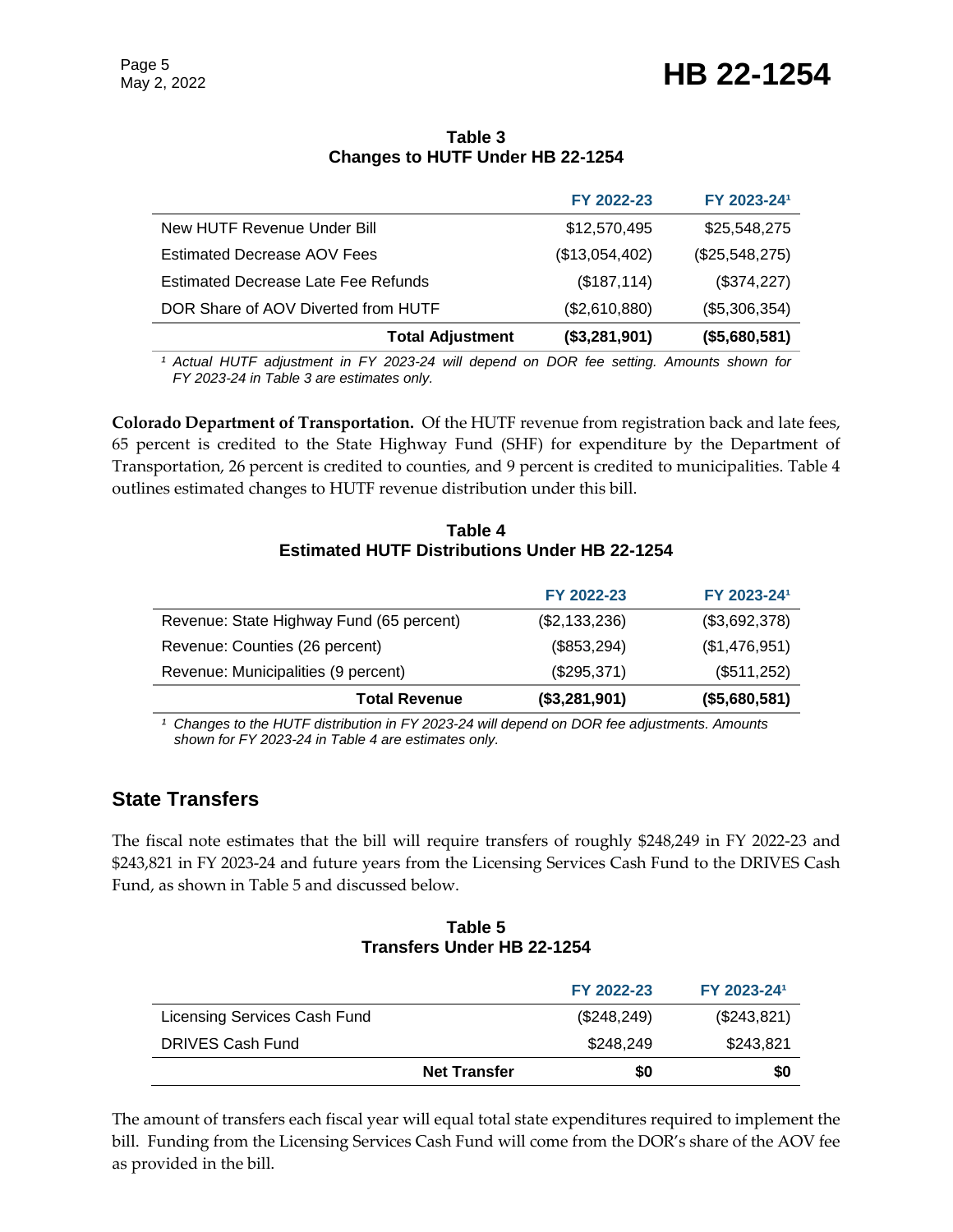**Table 3**
**Changes to HUTF Under HB 22-1254**

| | FY 2022-23 | FY 2023-24[1] |
|---|---|---|
| New HUTF Revenue Under Bill | $12,570,495 | $25,548,275 |
| Estimated Decrease AOV Fees | ($13,054,402) | ($25,548,275) |
| Estimated Decrease Late Fee Refunds | ($187,114) | ($374,227) |
| DOR Share of AOV Diverted from HUTF | ($2,610,880) | ($5,306,354) |
| **Total Adjustment** | **($3,281,901)** | **($5,680,581)** |

*[1] Actual HUTF adjustment in FY 2023-24 will depend on DOR fee setting. Amounts shown for FY 2023-24 in Table 3 are estimates only.*

**Colorado Department of Transportation.** Of the HUTF revenue from registration back and late fees, 65 percent is credited to the State Highway Fund (SHF) for expenditure by the Department of Transportation, 26 percent is credited to counties, and 9 percent is credited to municipalities. Table 4 outlines estimated changes to HUTF revenue distribution under this bill.

**Table 4**
**Estimated HUTF Distributions Under HB 22-1254**

| | FY 2022-23 | FY 2023-24[1] |
|---|---|---|
| Revenue: State Highway Fund (65 percent) | ($2,133,236) | ($3,692,378) |
| Revenue: Counties (26 percent) | ($853,294) | ($1,476,951) |
| Revenue: Municipalities (9 percent) | ($295,371) | ($511,252) |
| **Total Revenue** | **($3,281,901)** | **($5,680,581)** |

*[1] Changes to the HUTF distribution in FY 2023-24 will depend on DOR fee adjustments. Amounts shown for FY 2023-24 in Table 4 are estimates only.*

## State Transfers

The fiscal note estimates that the bill will require transfers of roughly $248,249 in FY 2022-23 and $243,821 in FY 2023-24 and future years from the Licensing Services Cash Fund to the DRIVES Cash Fund, as shown in Table 5 and discussed below.

**Table 5**
**Transfers Under HB 22-1254**

| | FY 2022-23 | FY 2023-24[1] |
|---|---|---|
| Licensing Services Cash Fund | ($248,249) | ($243,821) |
| DRIVES Cash Fund | $248,249 | $243,821 |
| **Net Transfer** | **$0** | **$0** |

The amount of transfers each fiscal year will equal total state expenditures required to implement the bill. Funding from the Licensing Services Cash Fund will come from the DOR's share of the AOV fee as provided in the bill.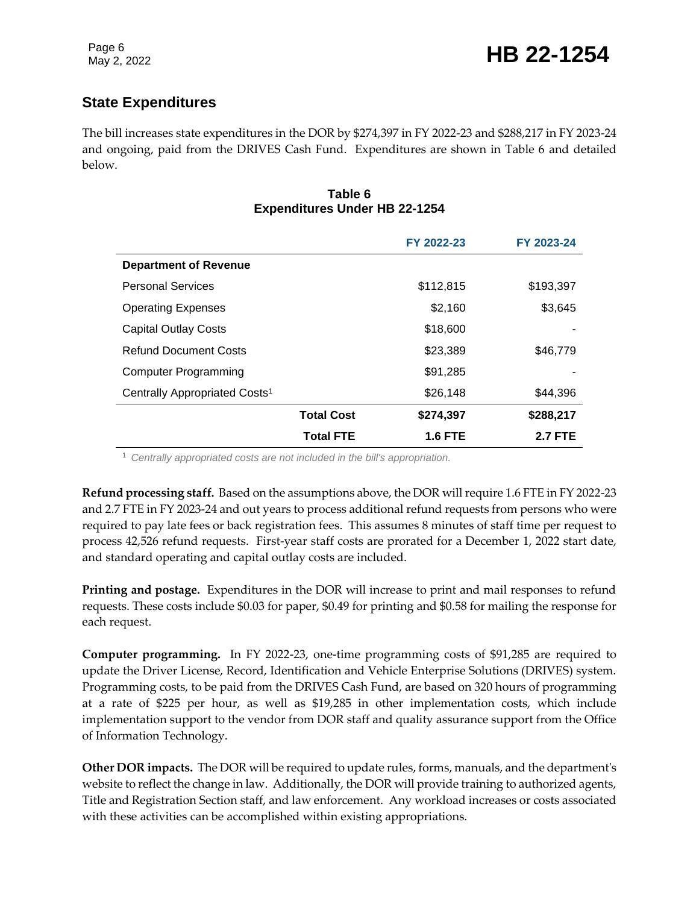## State Expenditures

The bill increases state expenditures in the DOR by $274,397 in FY 2022-23 and $288,217 in FY 2023-24 and ongoing, paid from the DRIVES Cash Fund. Expenditures are shown in Table 6 and detailed below.

**Table 6**
**Expenditures Under HB 22-1254**

| | FY 2022-23 | FY 2023-24 |
|---|---|---|
| **Department of Revenue** | | |
| Personal Services | $112,815 | $193,397 |
| Operating Expenses | $2,160 | $3,645 |
| Capital Outlay Costs | $18,600 | - |
| Refund Document Costs | $23,389 | $46,779 |
| Computer Programming | $91,285 | - |
| Centrally Appropriated Costs[1] | $26,148 | $44,396 |
| **Total Cost** | **$274,397** | **$288,217** |
| **Total FTE** | **1.6 FTE** | **2.7 FTE** |

[1] *Centrally appropriated costs are not included in the bill's appropriation.*

**Refund processing staff.** Based on the assumptions above, the DOR will require 1.6 FTE in FY 2022-23 and 2.7 FTE in FY 2023-24 and out years to process additional refund requests from persons who were required to pay late fees or back registration fees. This assumes 8 minutes of staff time per request to process 42,526 refund requests. First-year staff costs are prorated for a December 1, 2022 start date, and standard operating and capital outlay costs are included.

**Printing and postage.** Expenditures in the DOR will increase to print and mail responses to refund requests. These costs include $0.03 for paper, $0.49 for printing and $0.58 for mailing the response for each request.

**Computer programming.** In FY 2022-23, one-time programming costs of $91,285 are required to update the Driver License, Record, Identification and Vehicle Enterprise Solutions (DRIVES) system. Programming costs, to be paid from the DRIVES Cash Fund, are based on 320 hours of programming at a rate of $225 per hour, as well as $19,285 in other implementation costs, which include implementation support to the vendor from DOR staff and quality assurance support from the Office of Information Technology.

**Other DOR impacts.** The DOR will be required to update rules, forms, manuals, and the department's website to reflect the change in law. Additionally, the DOR will provide training to authorized agents, Title and Registration Section staff, and law enforcement. Any workload increases or costs associated with these activities can be accomplished within existing appropriations.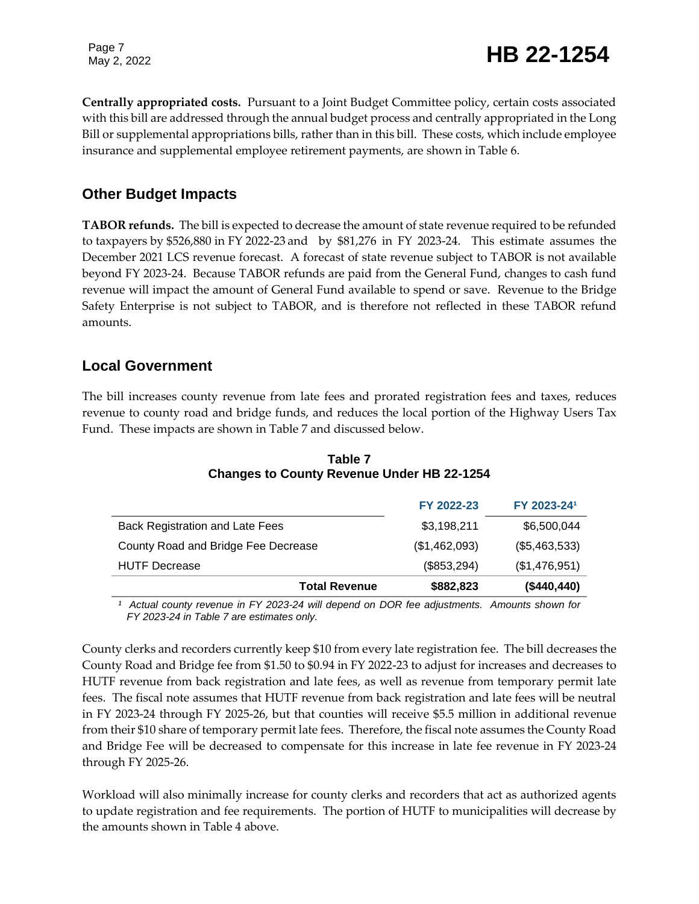**Centrally appropriated costs.** Pursuant to a Joint Budget Committee policy, certain costs associated with this bill are addressed through the annual budget process and centrally appropriated in the Long Bill or supplemental appropriations bills, rather than in this bill. These costs, which include employee insurance and supplemental employee retirement payments, are shown in Table 6.

## Other Budget Impacts

**TABOR refunds.** The bill is expected to decrease the amount of state revenue required to be refunded to taxpayers by $526,880 in FY 2022-23 and by $81,276 in FY 2023-24. This estimate assumes the December 2021 LCS revenue forecast. A forecast of state revenue subject to TABOR is not available beyond FY 2023-24. Because TABOR refunds are paid from the General Fund, changes to cash fund revenue will impact the amount of General Fund available to spend or save. Revenue to the Bridge Safety Enterprise is not subject to TABOR, and is therefore not reflected in these TABOR refund amounts.

## Local Government

The bill increases county revenue from late fees and prorated registration fees and taxes, reduces revenue to county road and bridge funds, and reduces the local portion of the Highway Users Tax Fund. These impacts are shown in Table 7 and discussed below.

**Table 7**
**Changes to County Revenue Under HB 22-1254**

| | FY 2022-23 | FY 2023-24[1] |
|---|---|---|
| Back Registration and Late Fees | $3,198,211 | $6,500,044 |
| County Road and Bridge Fee Decrease | ($1,462,093) | ($5,463,533) |
| HUTF Decrease | ($853,294) | ($1,476,951) |
| **Total Revenue** | **$882,823** | **($440,440)** |

[1] *Actual county revenue in FY 2023-24 will depend on DOR fee adjustments. Amounts shown for FY 2023-24 in Table 7 are estimates only.*

County clerks and recorders currently keep $10 from every late registration fee. The bill decreases the County Road and Bridge fee from $1.50 to $0.94 in FY 2022-23 to adjust for increases and decreases to HUTF revenue from back registration and late fees, as well as revenue from temporary permit late fees. The fiscal note assumes that HUTF revenue from back registration and late fees will be neutral in FY 2023-24 through FY 2025-26, but that counties will receive $5.5 million in additional revenue from their $10 share of temporary permit late fees. Therefore, the fiscal note assumes the County Road and Bridge Fee will be decreased to compensate for this increase in late fee revenue in FY 2023-24 through FY 2025-26.

Workload will also minimally increase for county clerks and recorders that act as authorized agents to update registration and fee requirements. The portion of HUTF to municipalities will decrease by the amounts shown in Table 4 above.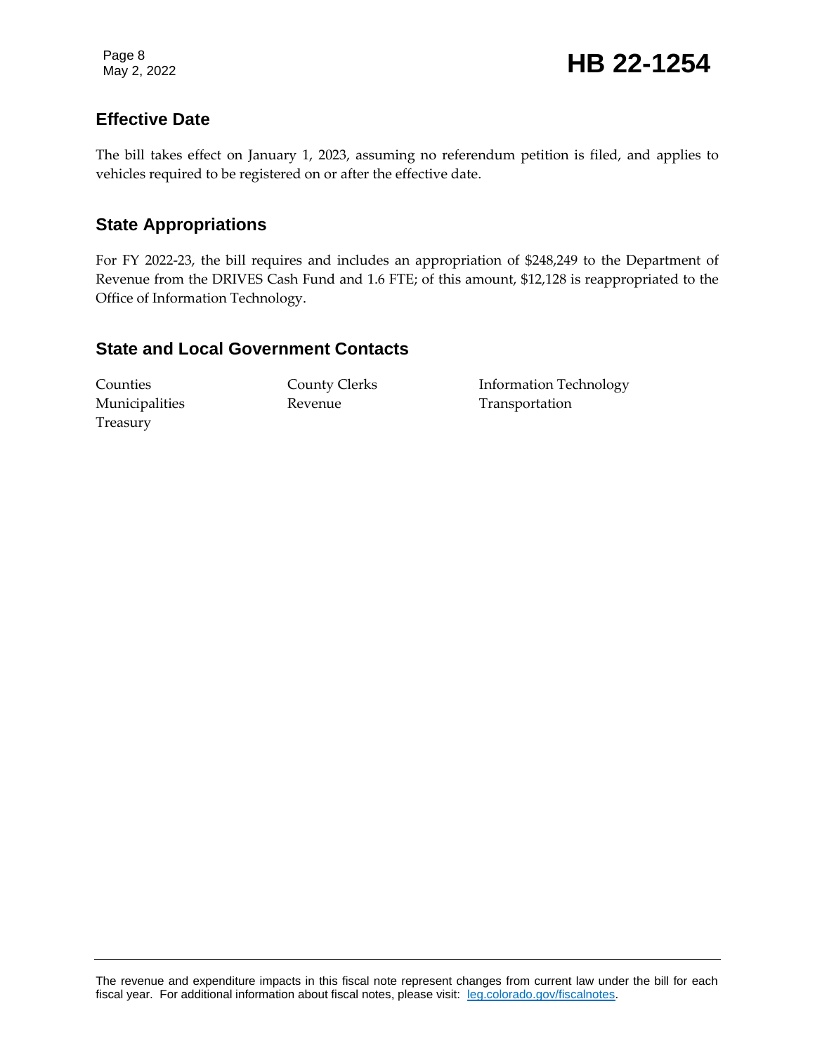## Effective Date

The bill takes effect on January 1, 2023, assuming no referendum petition is filed, and applies to vehicles required to be registered on or after the effective date.

## State Appropriations

For FY 2022-23, the bill requires and includes an appropriation of $248,249 to the Department of Revenue from the DRIVES Cash Fund and 1.6 FTE; of this amount, $12,128 is reappropriated to the Office of Information Technology.

## State and Local Government Contacts

| | | |
|---|---|---|
| Counties | County Clerks | Information Technology |
| Municipalities | Revenue | Transportation |
| Treasury | | |

The revenue and expenditure impacts in this fiscal note represent changes from current law under the bill for each fiscal year. For additional information about fiscal notes, please visit: leg.colorado.gov/fiscalnotes.